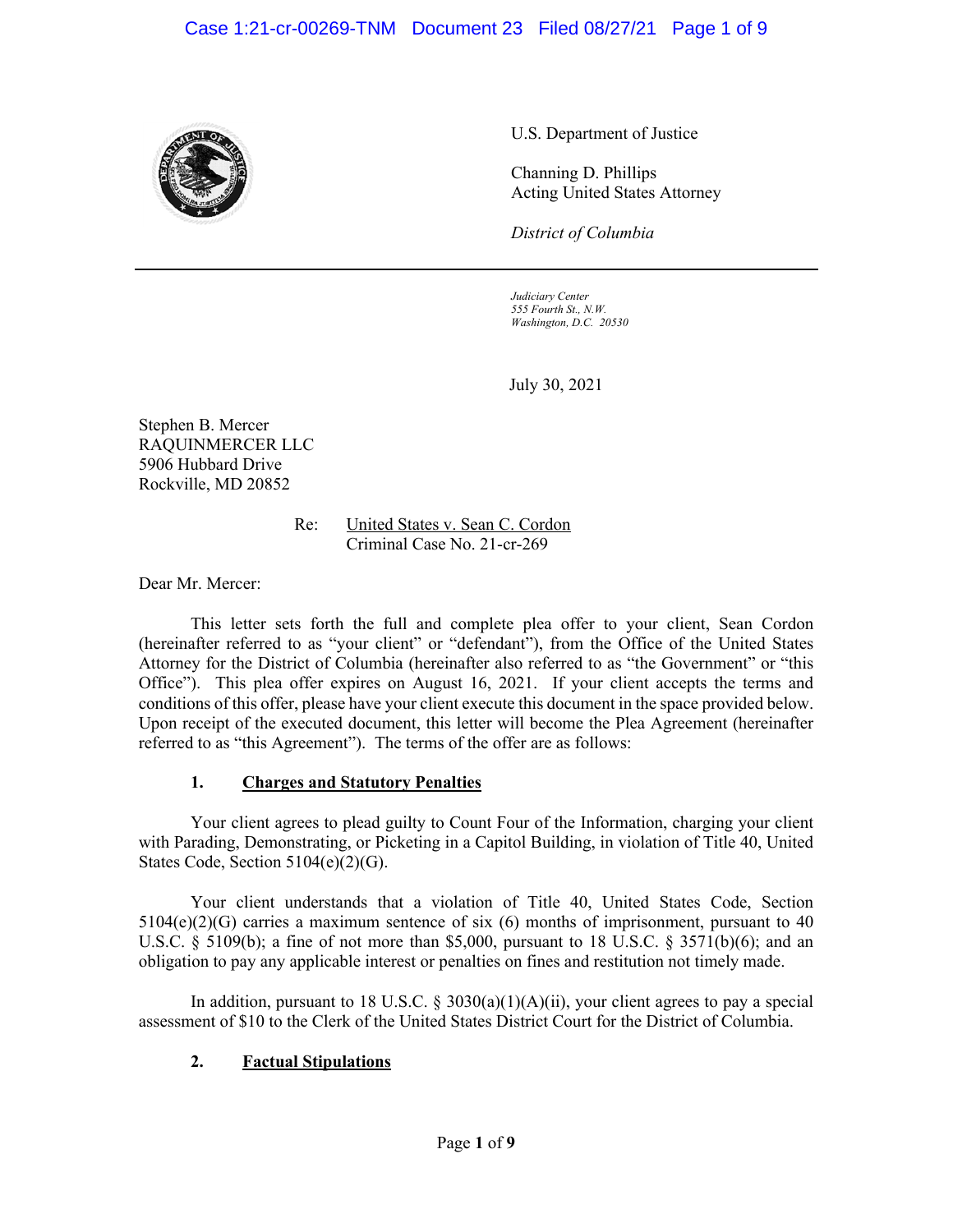U.S. Department of Justice

Channing D. Phillips
Acting United States Attorney

*District of Columbia*

---

*Judiciary Center*
*555 Fourth St., N.W.*
*Washington, D.C. 20530*

July 30, 2021

Stephen B. Mercer
RAQUINMERCER LLC
5906 Hubbard Drive
Rockville, MD 20852

Re: United States v. Sean C. Cordon
Criminal Case No. 21-cr-269

Dear Mr. Mercer:

This letter sets forth the full and complete plea offer to your client, Sean Cordon (hereinafter referred to as "your client" or "defendant"), from the Office of the United States Attorney for the District of Columbia (hereinafter also referred to as "the Government" or "this Office"). This plea offer expires on August 16, 2021. If your client accepts the terms and conditions of this offer, please have your client execute this document in the space provided below. Upon receipt of the executed document, this letter will become the Plea Agreement (hereinafter referred to as "this Agreement"). The terms of the offer are as follows:

## 1. Charges and Statutory Penalties

Your client agrees to plead guilty to Count Four of the Information, charging your client with Parading, Demonstrating, or Picketing in a Capitol Building, in violation of Title 40, United States Code, Section 5104(e)(2)(G).

Your client understands that a violation of Title 40, United States Code, Section 5104(e)(2)(G) carries a maximum sentence of six (6) months of imprisonment, pursuant to 40 U.S.C. § 5109(b); a fine of not more than $5,000, pursuant to 18 U.S.C. § 3571(b)(6); and an obligation to pay any applicable interest or penalties on fines and restitution not timely made.

In addition, pursuant to 18 U.S.C. § 3030(a)(1)(A)(ii), your client agrees to pay a special assessment of $10 to the Clerk of the United States District Court for the District of Columbia.

## 2. Factual Stipulations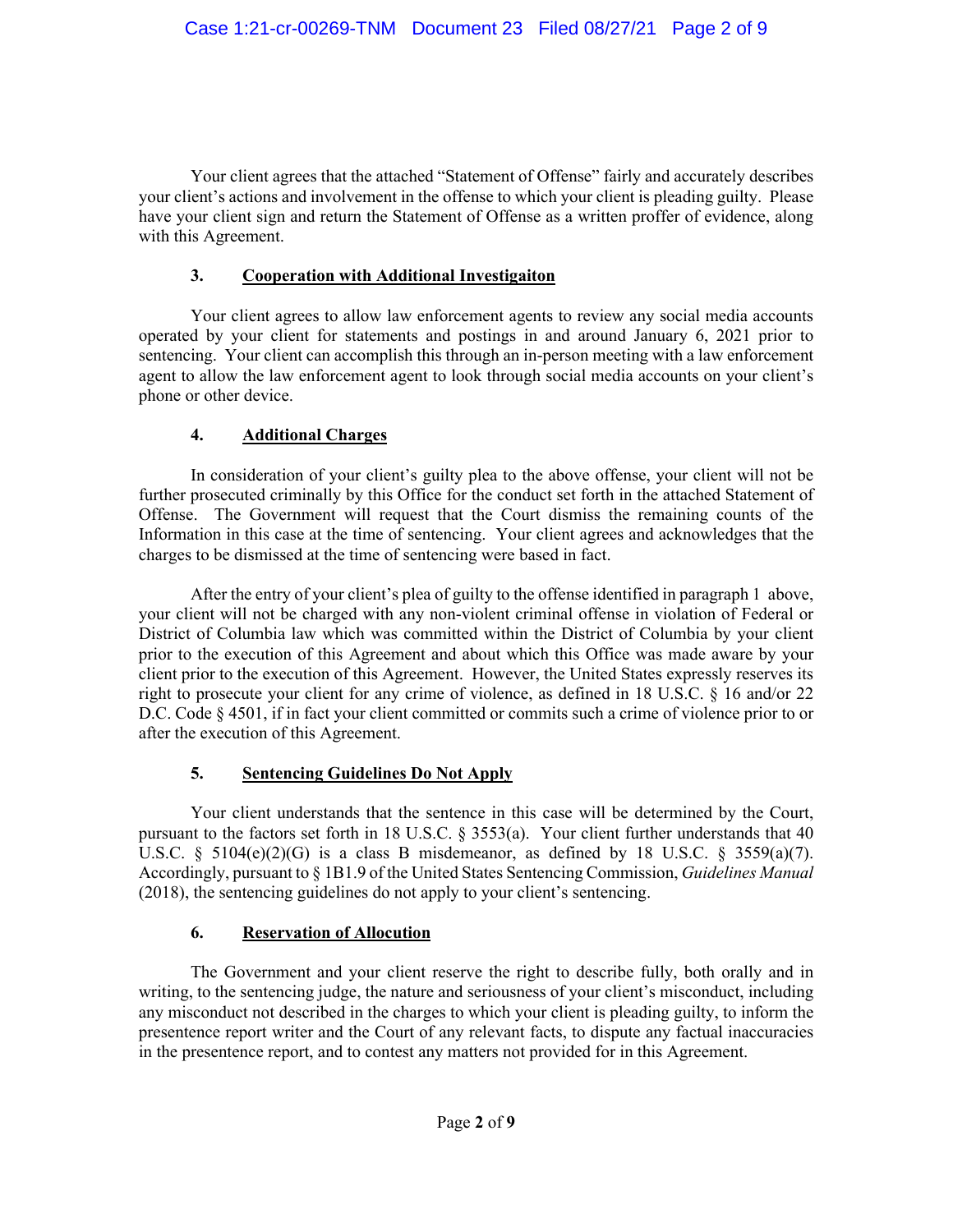Your client agrees that the attached "Statement of Offense" fairly and accurately describes your client's actions and involvement in the offense to which your client is pleading guilty. Please have your client sign and return the Statement of Offense as a written proffer of evidence, along with this Agreement.

### 3. Cooperation with Additional Investigaiton

Your client agrees to allow law enforcement agents to review any social media accounts operated by your client for statements and postings in and around January 6, 2021 prior to sentencing. Your client can accomplish this through an in-person meeting with a law enforcement agent to allow the law enforcement agent to look through social media accounts on your client's phone or other device.

### 4. Additional Charges

In consideration of your client's guilty plea to the above offense, your client will not be further prosecuted criminally by this Office for the conduct set forth in the attached Statement of Offense. The Government will request that the Court dismiss the remaining counts of the Information in this case at the time of sentencing. Your client agrees and acknowledges that the charges to be dismissed at the time of sentencing were based in fact.

After the entry of your client's plea of guilty to the offense identified in paragraph 1 above, your client will not be charged with any non-violent criminal offense in violation of Federal or District of Columbia law which was committed within the District of Columbia by your client prior to the execution of this Agreement and about which this Office was made aware by your client prior to the execution of this Agreement. However, the United States expressly reserves its right to prosecute your client for any crime of violence, as defined in 18 U.S.C. § 16 and/or 22 D.C. Code § 4501, if in fact your client committed or commits such a crime of violence prior to or after the execution of this Agreement.

### 5. Sentencing Guidelines Do Not Apply

Your client understands that the sentence in this case will be determined by the Court, pursuant to the factors set forth in 18 U.S.C. § 3553(a). Your client further understands that 40 U.S.C. § 5104(e)(2)(G) is a class B misdemeanor, as defined by 18 U.S.C. § 3559(a)(7). Accordingly, pursuant to § 1B1.9 of the United States Sentencing Commission, *Guidelines Manual* (2018), the sentencing guidelines do not apply to your client's sentencing.

### 6. Reservation of Allocution

The Government and your client reserve the right to describe fully, both orally and in writing, to the sentencing judge, the nature and seriousness of your client's misconduct, including any misconduct not described in the charges to which your client is pleading guilty, to inform the presentence report writer and the Court of any relevant facts, to dispute any factual inaccuracies in the presentence report, and to contest any matters not provided for in this Agreement.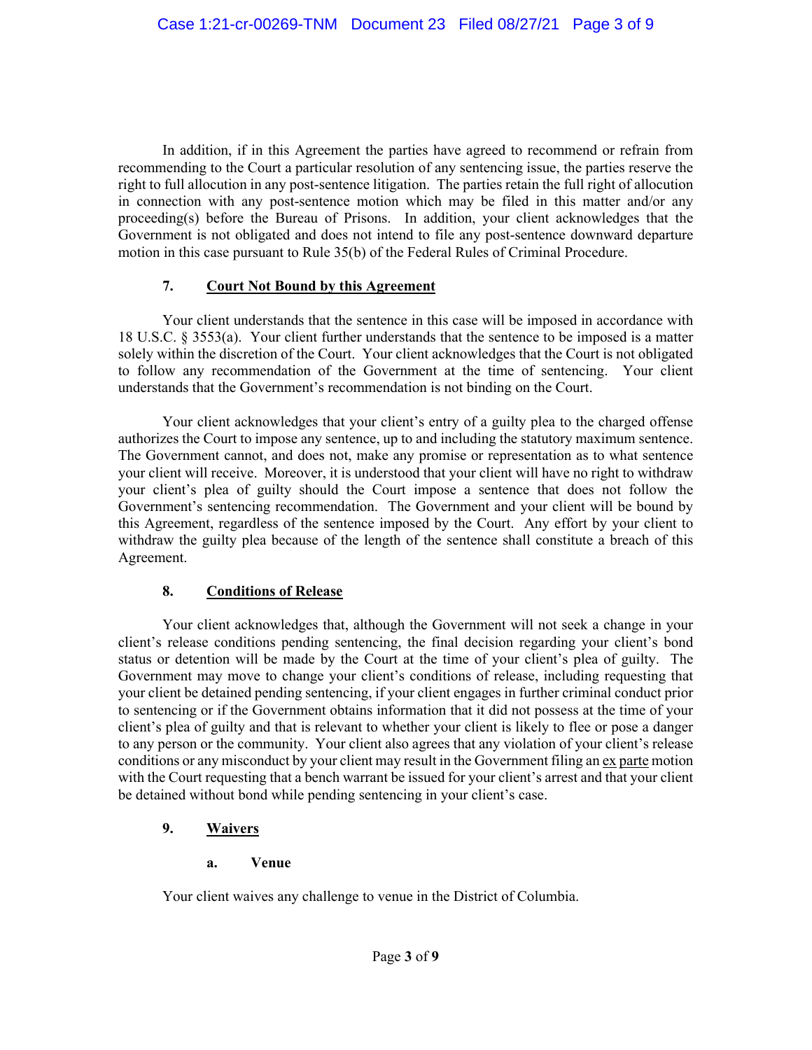In addition, if in this Agreement the parties have agreed to recommend or refrain from recommending to the Court a particular resolution of any sentencing issue, the parties reserve the right to full allocution in any post-sentence litigation. The parties retain the full right of allocution in connection with any post-sentence motion which may be filed in this matter and/or any proceeding(s) before the Bureau of Prisons. In addition, your client acknowledges that the Government is not obligated and does not intend to file any post-sentence downward departure motion in this case pursuant to Rule 35(b) of the Federal Rules of Criminal Procedure.

### 7. Court Not Bound by this Agreement

Your client understands that the sentence in this case will be imposed in accordance with 18 U.S.C. § 3553(a). Your client further understands that the sentence to be imposed is a matter solely within the discretion of the Court. Your client acknowledges that the Court is not obligated to follow any recommendation of the Government at the time of sentencing. Your client understands that the Government's recommendation is not binding on the Court.

Your client acknowledges that your client's entry of a guilty plea to the charged offense authorizes the Court to impose any sentence, up to and including the statutory maximum sentence. The Government cannot, and does not, make any promise or representation as to what sentence your client will receive. Moreover, it is understood that your client will have no right to withdraw your client's plea of guilty should the Court impose a sentence that does not follow the Government's sentencing recommendation. The Government and your client will be bound by this Agreement, regardless of the sentence imposed by the Court. Any effort by your client to withdraw the guilty plea because of the length of the sentence shall constitute a breach of this Agreement.

### 8. Conditions of Release

Your client acknowledges that, although the Government will not seek a change in your client's release conditions pending sentencing, the final decision regarding your client's bond status or detention will be made by the Court at the time of your client's plea of guilty. The Government may move to change your client's conditions of release, including requesting that your client be detained pending sentencing, if your client engages in further criminal conduct prior to sentencing or if the Government obtains information that it did not possess at the time of your client's plea of guilty and that is relevant to whether your client is likely to flee or pose a danger to any person or the community. Your client also agrees that any violation of your client's release conditions or any misconduct by your client may result in the Government filing an ex parte motion with the Court requesting that a bench warrant be issued for your client's arrest and that your client be detained without bond while pending sentencing in your client's case.

### 9. Waivers

#### a. Venue

Your client waives any challenge to venue in the District of Columbia.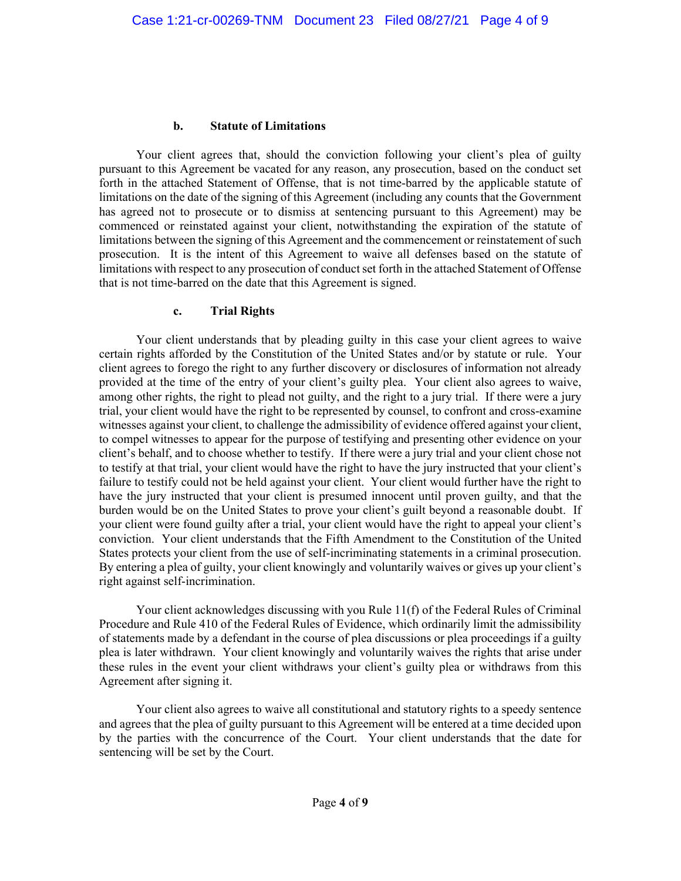### b. Statute of Limitations

Your client agrees that, should the conviction following your client's plea of guilty pursuant to this Agreement be vacated for any reason, any prosecution, based on the conduct set forth in the attached Statement of Offense, that is not time-barred by the applicable statute of limitations on the date of the signing of this Agreement (including any counts that the Government has agreed not to prosecute or to dismiss at sentencing pursuant to this Agreement) may be commenced or reinstated against your client, notwithstanding the expiration of the statute of limitations between the signing of this Agreement and the commencement or reinstatement of such prosecution. It is the intent of this Agreement to waive all defenses based on the statute of limitations with respect to any prosecution of conduct set forth in the attached Statement of Offense that is not time-barred on the date that this Agreement is signed.

### c. Trial Rights

Your client understands that by pleading guilty in this case your client agrees to waive certain rights afforded by the Constitution of the United States and/or by statute or rule. Your client agrees to forego the right to any further discovery or disclosures of information not already provided at the time of the entry of your client's guilty plea. Your client also agrees to waive, among other rights, the right to plead not guilty, and the right to a jury trial. If there were a jury trial, your client would have the right to be represented by counsel, to confront and cross-examine witnesses against your client, to challenge the admissibility of evidence offered against your client, to compel witnesses to appear for the purpose of testifying and presenting other evidence on your client's behalf, and to choose whether to testify. If there were a jury trial and your client chose not to testify at that trial, your client would have the right to have the jury instructed that your client's failure to testify could not be held against your client. Your client would further have the right to have the jury instructed that your client is presumed innocent until proven guilty, and that the burden would be on the United States to prove your client's guilt beyond a reasonable doubt. If your client were found guilty after a trial, your client would have the right to appeal your client's conviction. Your client understands that the Fifth Amendment to the Constitution of the United States protects your client from the use of self-incriminating statements in a criminal prosecution. By entering a plea of guilty, your client knowingly and voluntarily waives or gives up your client's right against self-incrimination.

Your client acknowledges discussing with you Rule 11(f) of the Federal Rules of Criminal Procedure and Rule 410 of the Federal Rules of Evidence, which ordinarily limit the admissibility of statements made by a defendant in the course of plea discussions or plea proceedings if a guilty plea is later withdrawn. Your client knowingly and voluntarily waives the rights that arise under these rules in the event your client withdraws your client's guilty plea or withdraws from this Agreement after signing it.

Your client also agrees to waive all constitutional and statutory rights to a speedy sentence and agrees that the plea of guilty pursuant to this Agreement will be entered at a time decided upon by the parties with the concurrence of the Court. Your client understands that the date for sentencing will be set by the Court.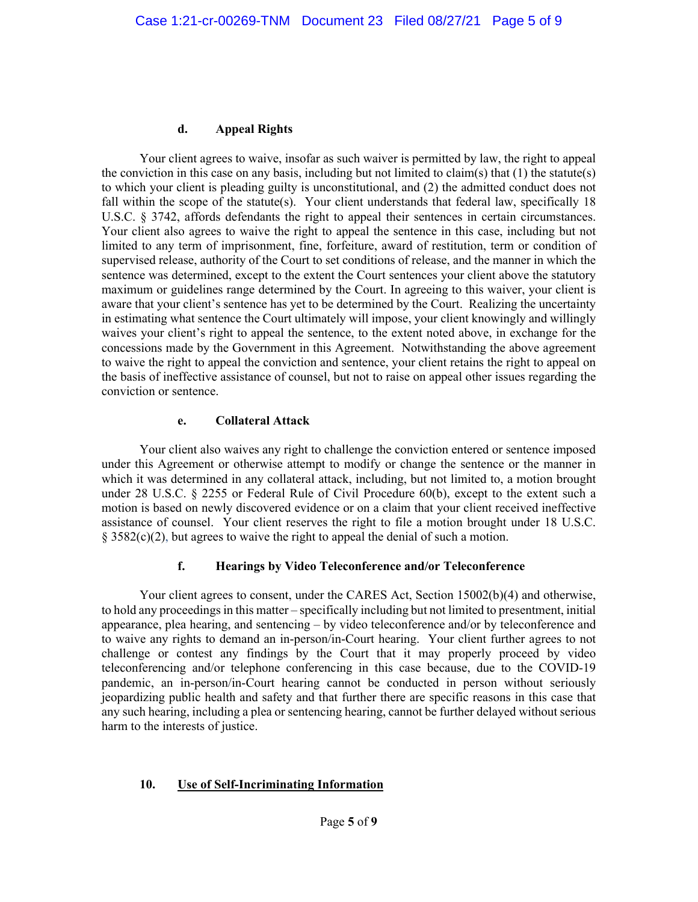#### d. Appeal Rights

Your client agrees to waive, insofar as such waiver is permitted by law, the right to appeal the conviction in this case on any basis, including but not limited to claim(s) that (1) the statute(s) to which your client is pleading guilty is unconstitutional, and (2) the admitted conduct does not fall within the scope of the statute(s). Your client understands that federal law, specifically 18 U.S.C. § 3742, affords defendants the right to appeal their sentences in certain circumstances. Your client also agrees to waive the right to appeal the sentence in this case, including but not limited to any term of imprisonment, fine, forfeiture, award of restitution, term or condition of supervised release, authority of the Court to set conditions of release, and the manner in which the sentence was determined, except to the extent the Court sentences your client above the statutory maximum or guidelines range determined by the Court. In agreeing to this waiver, your client is aware that your client's sentence has yet to be determined by the Court. Realizing the uncertainty in estimating what sentence the Court ultimately will impose, your client knowingly and willingly waives your client's right to appeal the sentence, to the extent noted above, in exchange for the concessions made by the Government in this Agreement. Notwithstanding the above agreement to waive the right to appeal the conviction and sentence, your client retains the right to appeal on the basis of ineffective assistance of counsel, but not to raise on appeal other issues regarding the conviction or sentence.

#### e. Collateral Attack

Your client also waives any right to challenge the conviction entered or sentence imposed under this Agreement or otherwise attempt to modify or change the sentence or the manner in which it was determined in any collateral attack, including, but not limited to, a motion brought under 28 U.S.C. § 2255 or Federal Rule of Civil Procedure 60(b), except to the extent such a motion is based on newly discovered evidence or on a claim that your client received ineffective assistance of counsel. Your client reserves the right to file a motion brought under 18 U.S.C. § 3582(c)(2), but agrees to waive the right to appeal the denial of such a motion.

#### f. Hearings by Video Teleconference and/or Teleconference

Your client agrees to consent, under the CARES Act, Section 15002(b)(4) and otherwise, to hold any proceedings in this matter – specifically including but not limited to presentment, initial appearance, plea hearing, and sentencing – by video teleconference and/or by teleconference and to waive any rights to demand an in-person/in-Court hearing. Your client further agrees to not challenge or contest any findings by the Court that it may properly proceed by video teleconferencing and/or telephone conferencing in this case because, due to the COVID-19 pandemic, an in-person/in-Court hearing cannot be conducted in person without seriously jeopardizing public health and safety and that further there are specific reasons in this case that any such hearing, including a plea or sentencing hearing, cannot be further delayed without serious harm to the interests of justice.

### 10. Use of Self-Incriminating Information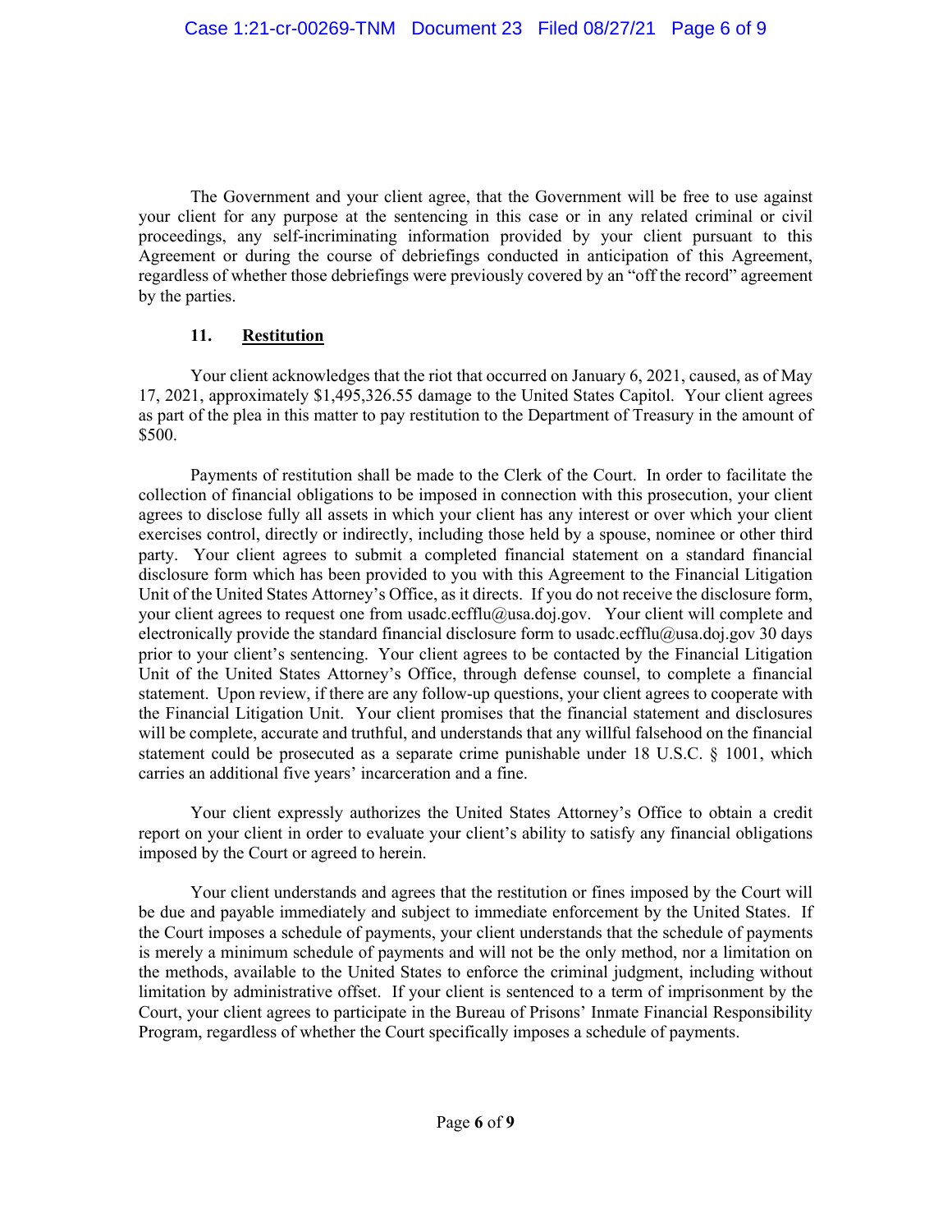The Government and your client agree, that the Government will be free to use against your client for any purpose at the sentencing in this case or in any related criminal or civil proceedings, any self-incriminating information provided by your client pursuant to this Agreement or during the course of debriefings conducted in anticipation of this Agreement, regardless of whether those debriefings were previously covered by an "off the record" agreement by the parties.

### 11. Restitution

Your client acknowledges that the riot that occurred on January 6, 2021, caused, as of May 17, 2021, approximately $1,495,326.55 damage to the United States Capitol. Your client agrees as part of the plea in this matter to pay restitution to the Department of Treasury in the amount of $500.

Payments of restitution shall be made to the Clerk of the Court. In order to facilitate the collection of financial obligations to be imposed in connection with this prosecution, your client agrees to disclose fully all assets in which your client has any interest or over which your client exercises control, directly or indirectly, including those held by a spouse, nominee or other third party. Your client agrees to submit a completed financial statement on a standard financial disclosure form which has been provided to you with this Agreement to the Financial Litigation Unit of the United States Attorney's Office, as it directs. If you do not receive the disclosure form, your client agrees to request one from usadc.ecfflu@usa.doj.gov. Your client will complete and electronically provide the standard financial disclosure form to usadc.ecfflu@usa.doj.gov 30 days prior to your client's sentencing. Your client agrees to be contacted by the Financial Litigation Unit of the United States Attorney's Office, through defense counsel, to complete a financial statement. Upon review, if there are any follow-up questions, your client agrees to cooperate with the Financial Litigation Unit. Your client promises that the financial statement and disclosures will be complete, accurate and truthful, and understands that any willful falsehood on the financial statement could be prosecuted as a separate crime punishable under 18 U.S.C. § 1001, which carries an additional five years' incarceration and a fine.

Your client expressly authorizes the United States Attorney's Office to obtain a credit report on your client in order to evaluate your client's ability to satisfy any financial obligations imposed by the Court or agreed to herein.

Your client understands and agrees that the restitution or fines imposed by the Court will be due and payable immediately and subject to immediate enforcement by the United States. If the Court imposes a schedule of payments, your client understands that the schedule of payments is merely a minimum schedule of payments and will not be the only method, nor a limitation on the methods, available to the United States to enforce the criminal judgment, including without limitation by administrative offset. If your client is sentenced to a term of imprisonment by the Court, your client agrees to participate in the Bureau of Prisons' Inmate Financial Responsibility Program, regardless of whether the Court specifically imposes a schedule of payments.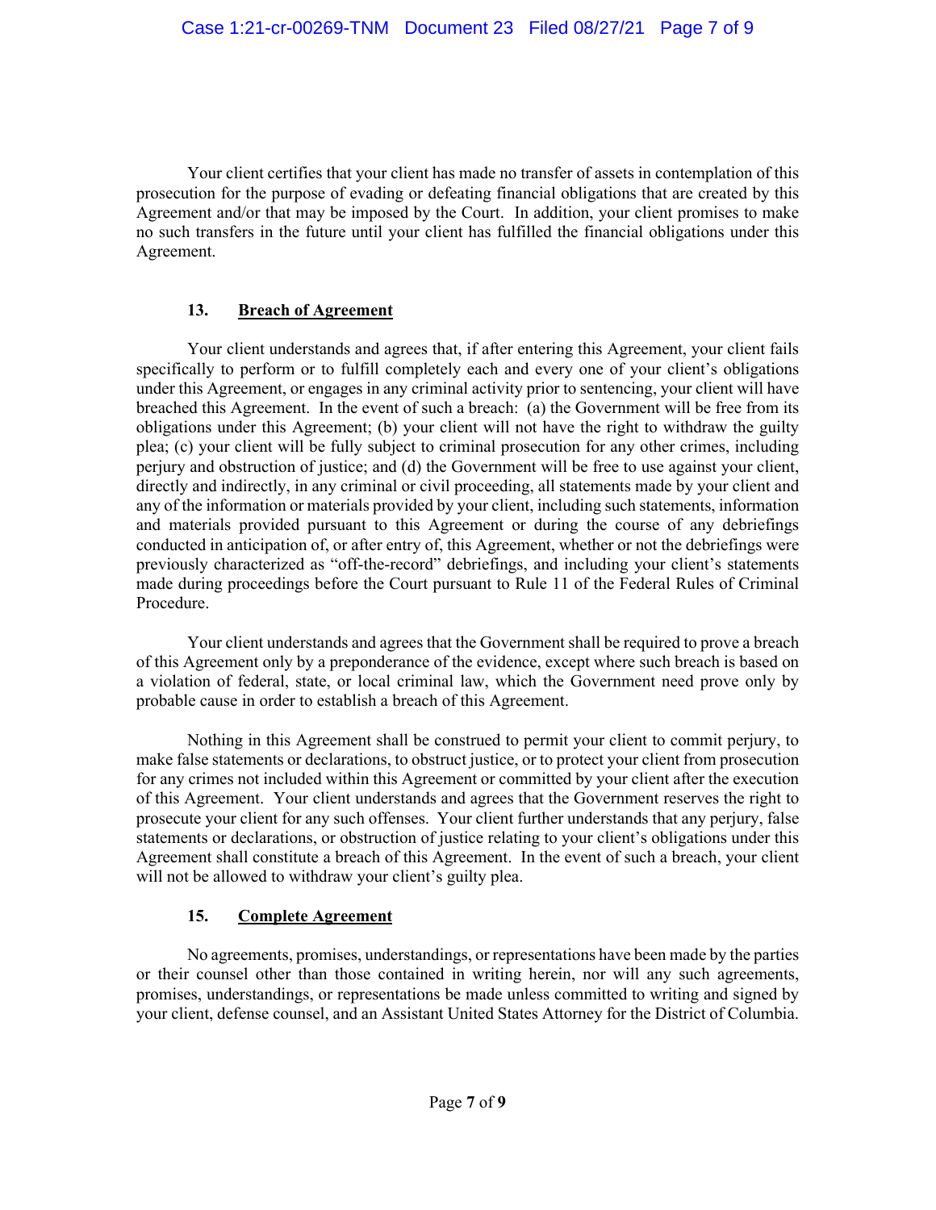Your client certifies that your client has made no transfer of assets in contemplation of this prosecution for the purpose of evading or defeating financial obligations that are created by this Agreement and/or that may be imposed by the Court. In addition, your client promises to make no such transfers in the future until your client has fulfilled the financial obligations under this Agreement.

### 13. Breach of Agreement

Your client understands and agrees that, if after entering this Agreement, your client fails specifically to perform or to fulfill completely each and every one of your client's obligations under this Agreement, or engages in any criminal activity prior to sentencing, your client will have breached this Agreement. In the event of such a breach: (a) the Government will be free from its obligations under this Agreement; (b) your client will not have the right to withdraw the guilty plea; (c) your client will be fully subject to criminal prosecution for any other crimes, including perjury and obstruction of justice; and (d) the Government will be free to use against your client, directly and indirectly, in any criminal or civil proceeding, all statements made by your client and any of the information or materials provided by your client, including such statements, information and materials provided pursuant to this Agreement or during the course of any debriefings conducted in anticipation of, or after entry of, this Agreement, whether or not the debriefings were previously characterized as "off-the-record" debriefings, and including your client's statements made during proceedings before the Court pursuant to Rule 11 of the Federal Rules of Criminal Procedure.

Your client understands and agrees that the Government shall be required to prove a breach of this Agreement only by a preponderance of the evidence, except where such breach is based on a violation of federal, state, or local criminal law, which the Government need prove only by probable cause in order to establish a breach of this Agreement.

Nothing in this Agreement shall be construed to permit your client to commit perjury, to make false statements or declarations, to obstruct justice, or to protect your client from prosecution for any crimes not included within this Agreement or committed by your client after the execution of this Agreement. Your client understands and agrees that the Government reserves the right to prosecute your client for any such offenses. Your client further understands that any perjury, false statements or declarations, or obstruction of justice relating to your client's obligations under this Agreement shall constitute a breach of this Agreement. In the event of such a breach, your client will not be allowed to withdraw your client's guilty plea.

### 15. Complete Agreement

No agreements, promises, understandings, or representations have been made by the parties or their counsel other than those contained in writing herein, nor will any such agreements, promises, understandings, or representations be made unless committed to writing and signed by your client, defense counsel, and an Assistant United States Attorney for the District of Columbia.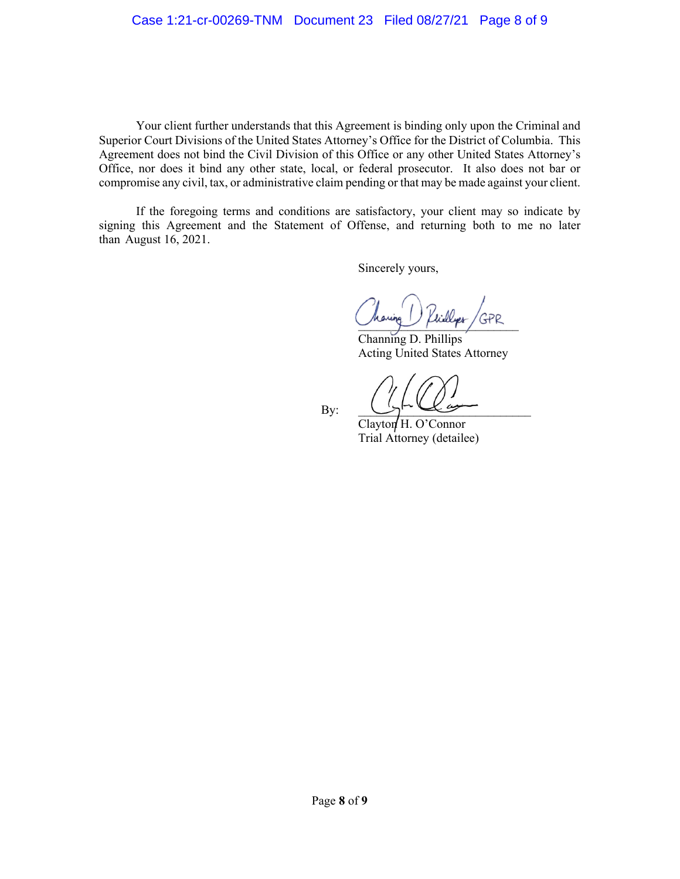Your client further understands that this Agreement is binding only upon the Criminal and Superior Court Divisions of the United States Attorney's Office for the District of Columbia. This Agreement does not bind the Civil Division of this Office or any other United States Attorney's Office, nor does it bind any other state, local, or federal prosecutor. It also does not bar or compromise any civil, tax, or administrative claim pending or that may be made against your client.

If the foregoing terms and conditions are satisfactory, your client may so indicate by signing this Agreement and the Statement of Offense, and returning both to me no later than August 16, 2021.

Sincerely yours,

Channing D. Phillips /GPR
\_\_\_\_\_\_\_\_\_\_\_\_\_\_\_\_\_\_\_\_\_\_\_\_\_\_\_\_\_\_
Channing D. Phillips
Acting United States Attorney

By: \_\_\_\_\_\_\_\_\_\_\_\_\_\_\_\_\_\_\_\_\_\_\_\_\_\_\_\_\_\_
Clayton H. O'Connor
Trial Attorney (detailee)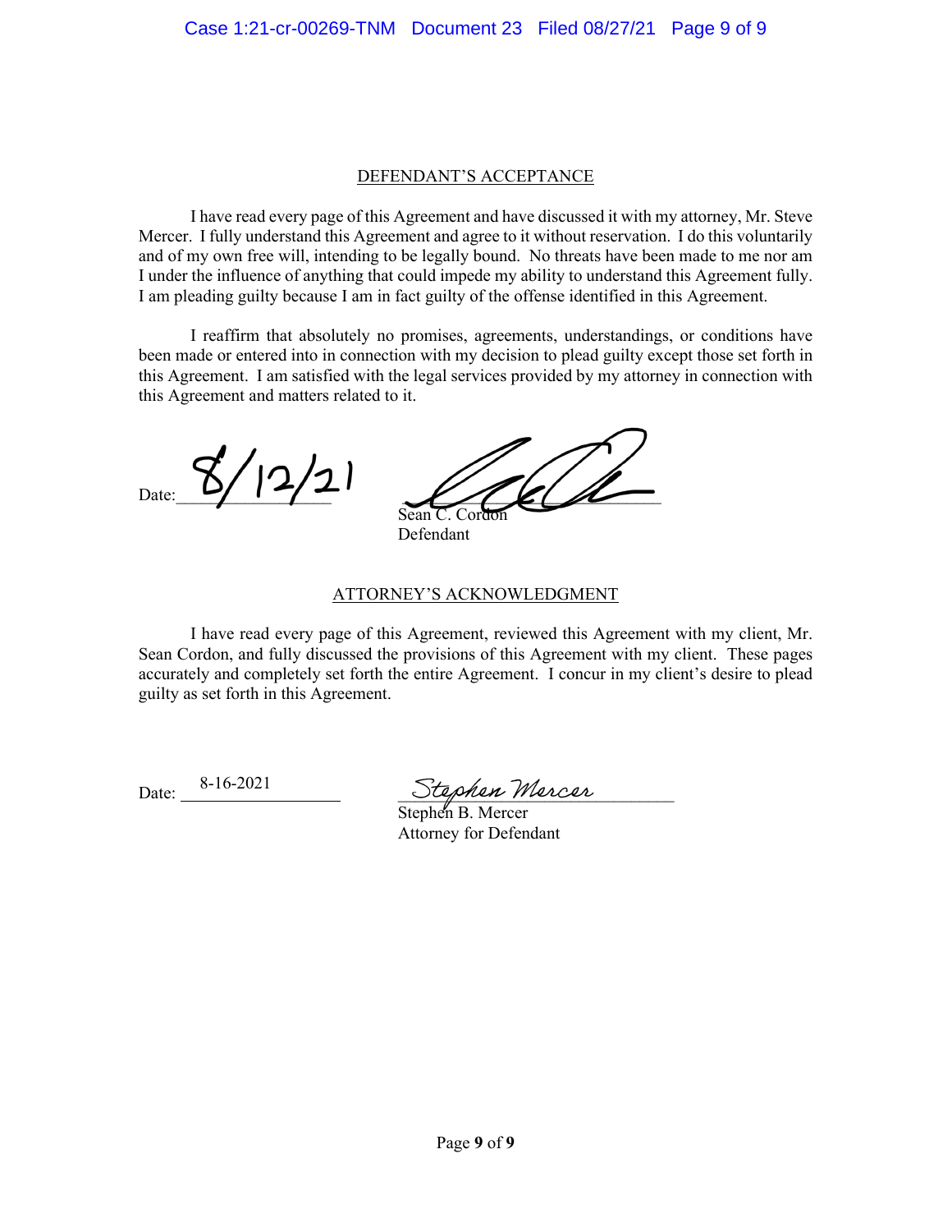## DEFENDANT'S ACCEPTANCE

I have read every page of this Agreement and have discussed it with my attorney, Mr. Steve Mercer. I fully understand this Agreement and agree to it without reservation. I do this voluntarily and of my own free will, intending to be legally bound. No threats have been made to me nor am I under the influence of anything that could impede my ability to understand this Agreement fully. I am pleading guilty because I am in fact guilty of the offense identified in this Agreement.

I reaffirm that absolutely no promises, agreements, understandings, or conditions have been made or entered into in connection with my decision to plead guilty except those set forth in this Agreement. I am satisfied with the legal services provided by my attorney in connection with this Agreement and matters related to it.

Date: 8/12/21

Sean C. Cordon
Defendant

## ATTORNEY'S ACKNOWLEDGMENT

I have read every page of this Agreement, reviewed this Agreement with my client, Mr. Sean Cordon, and fully discussed the provisions of this Agreement with my client. These pages accurately and completely set forth the entire Agreement. I concur in my client's desire to plead guilty as set forth in this Agreement.

Date: 8-16-2021

Stephen Mercer

Stephen B. Mercer
Attorney for Defendant